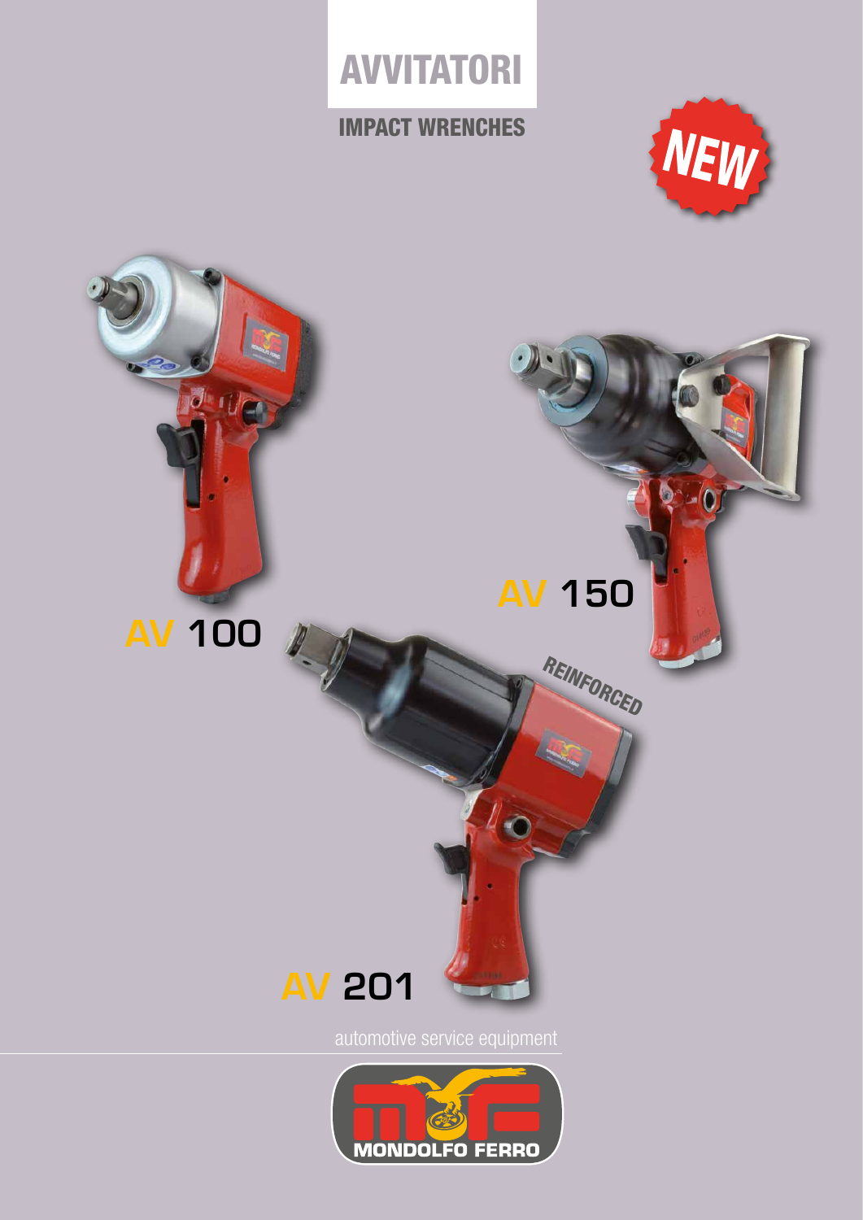# AVVITATORI

## IMPACT WRENCHES

NEW

AV 100

AV 150

REINFORCED

AV 201

automotive service equipment

MONDOLFO FERRO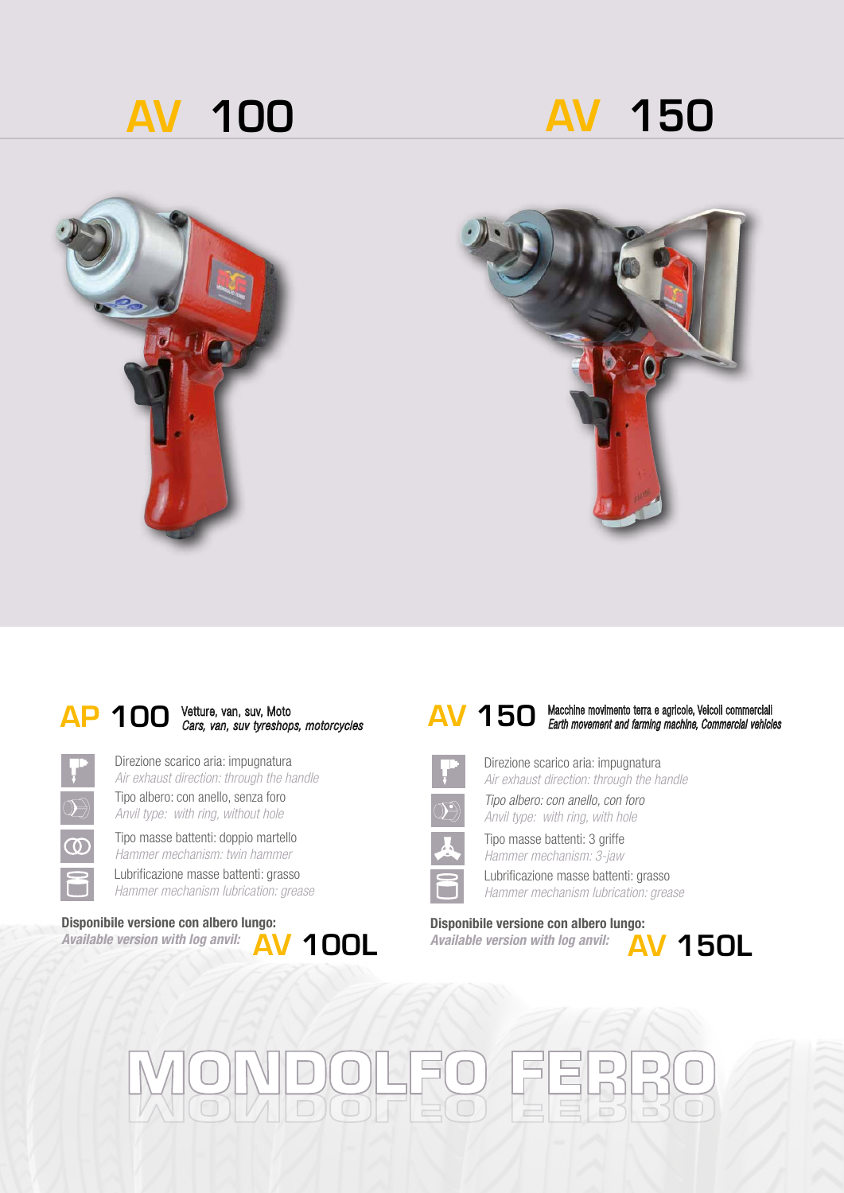# AV 100

# AV 150

## AP 100 Vetture, van, suv, Moto

*Cars, van, suv tyreshops, motorcycles*

Direzione scarico aria: impugnatura
*Air exhaust direction: through the handle*

Tipo albero: con anello, senza foro
*Anvil type: with ring, without hole*

Tipo masse battenti: doppio martello
*Hammer mechanism: twin hammer*

Lubrificazione masse battenti: grasso
*Hammer mechanism lubrication: grease*

**Disponibile versione con albero lungo:**
***Available version with log anvil:*** **AV 100L**

## AV 150 Macchine movimento terra e agricole, Veicoli commerciali

*Earth movement and farming machine, Commercial vehicles*

Direzione scarico aria: impugnatura
*Air exhaust direction: through the handle*

*Tipo albero: con anello, con foro*
*Anvil type: with ring, with hole*

Tipo masse battenti: 3 griffe
*Hammer mechanism: 3-jaw*

Lubrificazione masse battenti: grasso
*Hammer mechanism lubrication: grease*

**Disponibile versione con albero lungo:**
***Available version with log anvil:*** **AV 150L**

MONDOLFO FERRO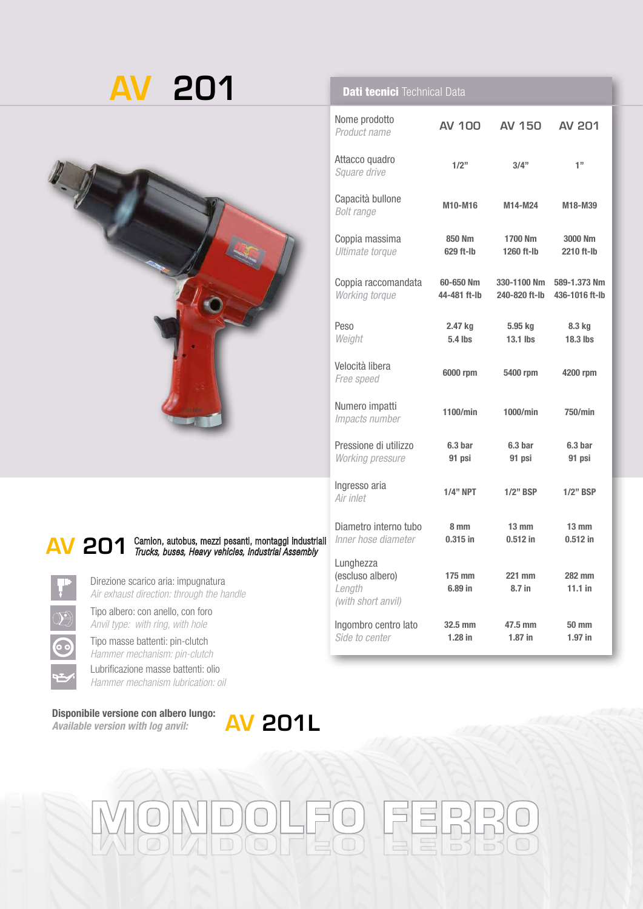# AV 201

## Dati tecnici *Technical Data*

| Nome prodotto *Product name* | AV 100 | AV 150 | AV 201 |
|---|---|---|---|
| Attacco quadro *Square drive* | 1/2" | 3/4" | 1" |
| Capacità bullone *Bolt range* | M10-M16 | M14-M24 | M18-M39 |
| Coppia massima *Ultimate torque* | 850 Nm 629 ft-lb | 1700 Nm 1260 ft-lb | 3000 Nm 2210 ft-lb |
| Coppia raccomandata *Working torque* | 60-650 Nm 44-481 ft-lb | 330-1100 Nm 240-820 ft-lb | 589-1.373 Nm 436-1016 ft-lb |
| Peso *Weight* | 2.47 kg 5.4 lbs | 5.95 kg 13.1 lbs | 8.3 kg 18.3 lbs |
| Velocità libera *Free speed* | 6000 rpm | 5400 rpm | 4200 rpm |
| Numero impatti *Impacts number* | 1100/min | 1000/min | 750/min |
| Pressione di utilizzo *Working pressure* | 6.3 bar 91 psi | 6.3 bar 91 psi | 6.3 bar 91 psi |
| Ingresso aria *Air inlet* | 1/4" NPT | 1/2" BSP | 1/2" BSP |
| Diametro interno tubo *Inner hose diameter* | 8 mm 0.315 in | 13 mm 0.512 in | 13 mm 0.512 in |
| Lunghezza (escluso albero) *Length (with short anvil)* | 175 mm 6.89 in | 221 mm 8.7 in | 282 mm 11.1 in |
| Ingombro centro lato *Side to center* | 32.5 mm 1.28 in | 47.5 mm 1.87 in | 50 mm 1.97 in |

## AV 201

Camion, autobus, mezzi pesanti, montaggi industriali
*Trucks, buses, Heavy vehicles, Industrial Assembly*

- Direzione scarico aria: impugnatura
  *Air exhaust direction: through the handle*
- Tipo albero: con anello, con foro
  *Anvil type: with ring, with hole*
- Tipo masse battenti: pin-clutch
  *Hammer mechanism: pin-clutch*
- Lubrificazione masse battenti: olio
  *Hammer mechanism lubrication: oil*

**Disponibile versione con albero lungo:**
***Available version with log anvil:*** **AV 201L**

MONDOLFO FERRO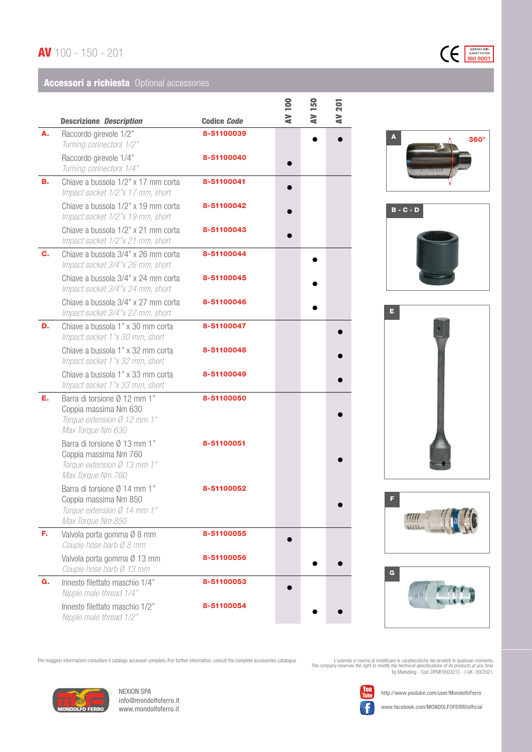# AV 100 - 150 - 201

## Accessori a richiesta *Optional accessories*

| | Descrizione *Description* | Codice *Code* | AV 100 | AV 150 | AV 201 |
|---|---|---|---|---|---|
| A. | Raccordo girevole 1/2" *Turning connectors 1/2"* | 8-51100039 | | ● | ● |
| | Raccordo girevole 1/4" *Turning connectors 1/4"* | 8-51100040 | ● | | |
| B. | Chiave a bussola 1/2" x 17 mm corta *Impact socket 1/2"x 17 mm, short* | 8-51100041 | ● | | |
| | Chiave a bussola 1/2" x 19 mm corta *Impact socket 1/2"x 19 mm, short* | 8-51100042 | ● | | |
| | Chiave a bussola 1/2" x 21 mm corta *Impact socket 1/2"x 21 mm, short* | 8-51100043 | ● | | |
| C. | Chiave a bussola 3/4" x 26 mm corta *Impact socket 3/4"x 26 mm, short* | 8-51100044 | | ● | |
| | Chiave a bussola 3/4" x 24 mm corta *Impact socket 3/4"x 24 mm, short* | 8-51100045 | | ● | |
| | Chiave a bussola 3/4" x 27 mm corta *Impact socket 3/4"x 27 mm, short* | 8-51100046 | | ● | |
| D. | Chiave a bussola 1" x 30 mm corta *Impact socket 1"x 30 mm, short* | 8-51100047 | | | ● |
| | Chiave a bussola 1" x 32 mm corta *Impact socket 1"x 32 mm, short* | 8-51100048 | | | ● |
| | Chiave a bussola 1" x 33 mm corta *Impact socket 1"x 33 mm, short* | 8-51100049 | | | ● |
| E. | Barra di torsione Ø 12 mm 1" Coppia massima Nm 630 *Torque extension Ø 12 mm 1" Max Torque Nm 630* | 8-51100050 | | | ● |
| | Barra di torsione Ø 13 mm 1" Coppia massima Nm 760 *Torque extension Ø 13 mm 1" Max Torque Nm 760* | 8-51100051 | | | ● |
| | Barra di torsione Ø 14 mm 1" Coppia massima Nm 850 *Torque extension Ø 14 mm 1" Max Torque Nm 850* | 8-51100052 | | | ● |
| F. | Valvola porta gomma Ø 8 mm *Couple hose barb Ø 8 mm* | 8-51100055 | ● | | |
| | Valvola porta gomma Ø 13 mm *Couple hose barb Ø 13 mm* | 8-51100056 | | ● | ● |
| G. | Innesto filettato maschio 1/4" *Nipple male thread 1/4"* | 8-51100053 | ● | | |
| | Innesto filettato maschio 1/2" *Nipple male thread 1/2"* | 8-51100054 | | ● | ● |

A 360°

B - C - D

E

F

G

Per maggiori informazioni consultare il catalogo accessori completo./For further information, consult the complete accessories catalogue.

L'azienda si riserva di modificare le caratteristiche dei prodotti in qualsiasi momento.
*The company reserves the right to modify the technical specifications of its products at any time.*
by Marketing - Cod. DPMF000321C - I-UK- 09/2021.

NEXION SPA
info@mondolfoferro.it
www.mondolfoferro.it

http://www.youtube.com/user/MondolfoFerro

www.facebook.com/MONDOLFOFERROofficial